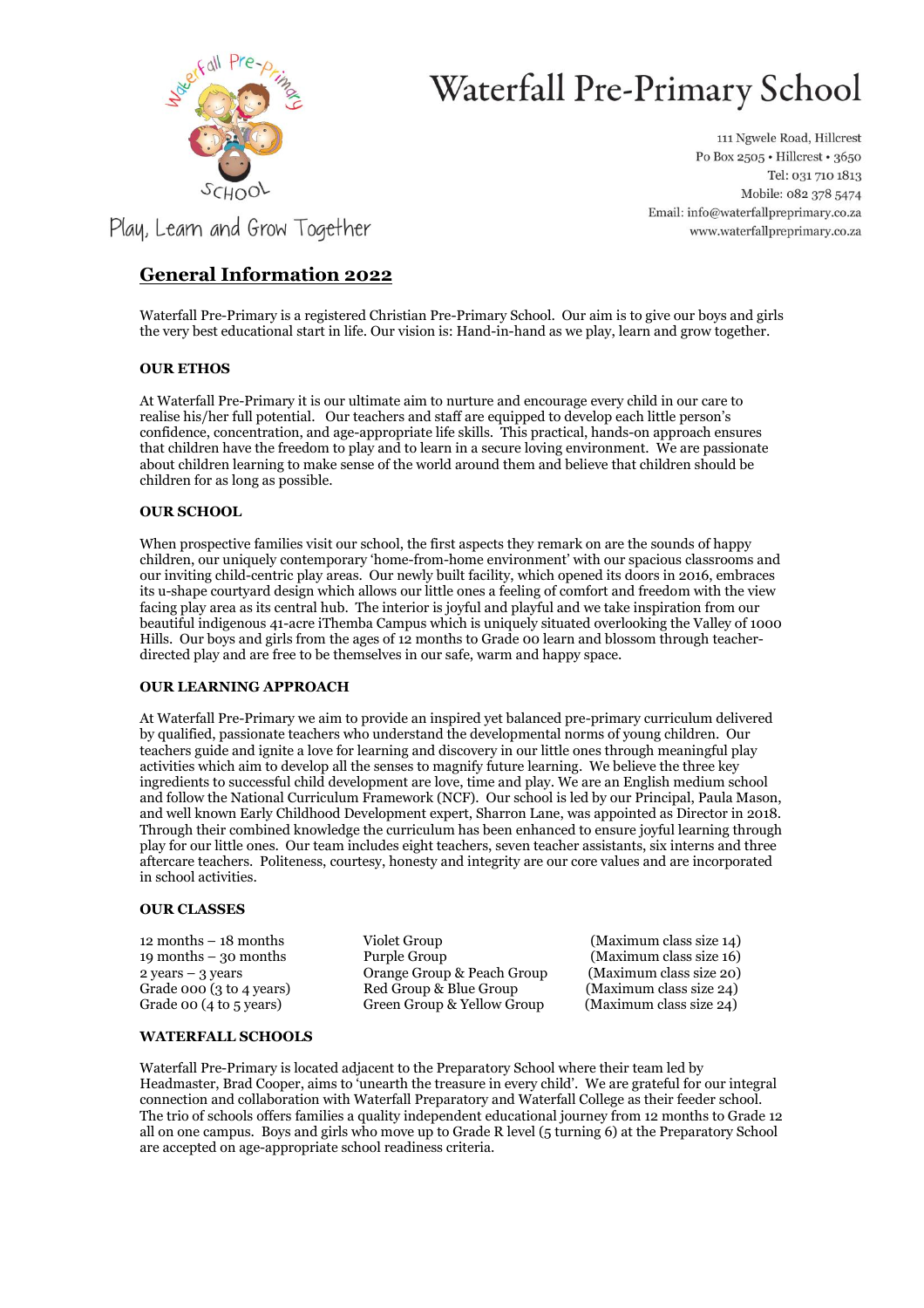# Waterfall Pre-Primary School

Play, Learn and Grow Together

111 Ngwele Road, Hillcrest
Po Box 2505 • Hillcrest • 3650
Tel: 031 710 1813
Mobile: 082 378 5474
Email: info@waterfallpreprimary.co.za
www.waterfallpreprimary.co.za

## General Information 2022

Waterfall Pre-Primary is a registered Christian Pre-Primary School. Our aim is to give our boys and girls the very best educational start in life. Our vision is: Hand-in-hand as we play, learn and grow together.

### OUR ETHOS

At Waterfall Pre-Primary it is our ultimate aim to nurture and encourage every child in our care to realise his/her full potential. Our teachers and staff are equipped to develop each little person's confidence, concentration, and age-appropriate life skills. This practical, hands-on approach ensures that children have the freedom to play and to learn in a secure loving environment. We are passionate about children learning to make sense of the world around them and believe that children should be children for as long as possible.

### OUR SCHOOL

When prospective families visit our school, the first aspects they remark on are the sounds of happy children, our uniquely contemporary 'home-from-home environment' with our spacious classrooms and our inviting child-centric play areas. Our newly built facility, which opened its doors in 2016, embraces its u-shape courtyard design which allows our little ones a feeling of comfort and freedom with the view facing play area as its central hub. The interior is joyful and playful and we take inspiration from our beautiful indigenous 41-acre iThemba Campus which is uniquely situated overlooking the Valley of 1000 Hills. Our boys and girls from the ages of 12 months to Grade 00 learn and blossom through teacher-directed play and are free to be themselves in our safe, warm and happy space.

### OUR LEARNING APPROACH

At Waterfall Pre-Primary we aim to provide an inspired yet balanced pre-primary curriculum delivered by qualified, passionate teachers who understand the developmental norms of young children. Our teachers guide and ignite a love for learning and discovery in our little ones through meaningful play activities which aim to develop all the senses to magnify future learning. We believe the three key ingredients to successful child development are love, time and play. We are an English medium school and follow the National Curriculum Framework (NCF). Our school is led by our Principal, Paula Mason, and well known Early Childhood Development expert, Sharron Lane, was appointed as Director in 2018. Through their combined knowledge the curriculum has been enhanced to ensure joyful learning through play for our little ones. Our team includes eight teachers, seven teacher assistants, six interns and three aftercare teachers. Politeness, courtesy, honesty and integrity are our core values and are incorporated in school activities.

### OUR CLASSES

| | | |
|---|---|---|
| 12 months – 18 months | Violet Group | (Maximum class size 14) |
| 19 months – 30 months | Purple Group | (Maximum class size 16) |
| 2 years – 3 years | Orange Group & Peach Group | (Maximum class size 20) |
| Grade 000 (3 to 4 years) | Red Group & Blue Group | (Maximum class size 24) |
| Grade 00 (4 to 5 years) | Green Group & Yellow Group | (Maximum class size 24) |

### WATERFALL SCHOOLS

Waterfall Pre-Primary is located adjacent to the Preparatory School where their team led by Headmaster, Brad Cooper, aims to 'unearth the treasure in every child'. We are grateful for our integral connection and collaboration with Waterfall Preparatory and Waterfall College as their feeder school. The trio of schools offers families a quality independent educational journey from 12 months to Grade 12 all on one campus. Boys and girls who move up to Grade R level (5 turning 6) at the Preparatory School are accepted on age-appropriate school readiness criteria.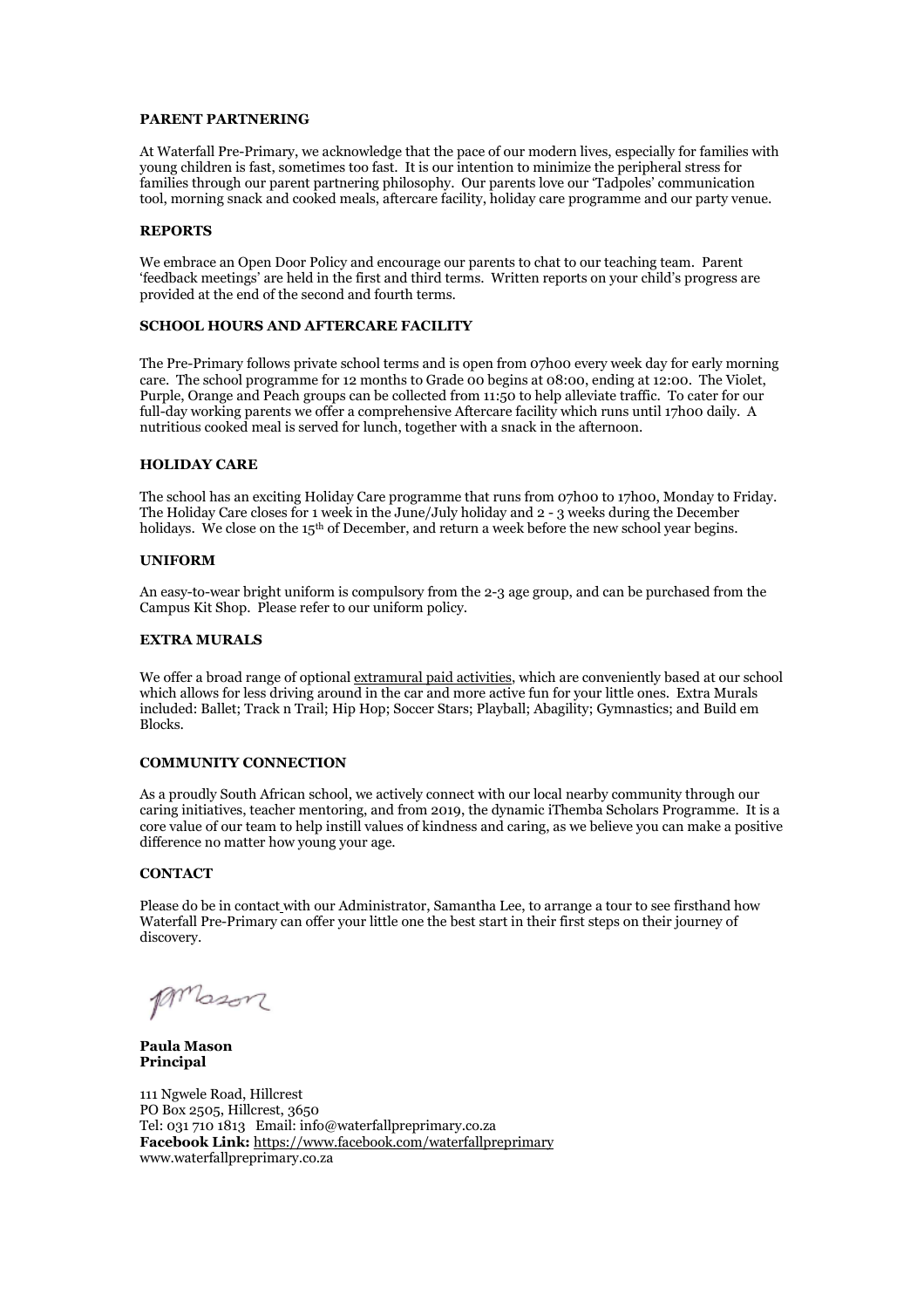**PARENT PARTNERING**

At Waterfall Pre-Primary, we acknowledge that the pace of our modern lives, especially for families with young children is fast, sometimes too fast. It is our intention to minimize the peripheral stress for families through our parent partnering philosophy. Our parents love our 'Tadpoles' communication tool, morning snack and cooked meals, aftercare facility, holiday care programme and our party venue.

**REPORTS**

We embrace an Open Door Policy and encourage our parents to chat to our teaching team. Parent 'feedback meetings' are held in the first and third terms. Written reports on your child's progress are provided at the end of the second and fourth terms.

**SCHOOL HOURS AND AFTERCARE FACILITY**

The Pre-Primary follows private school terms and is open from 07h00 every week day for early morning care. The school programme for 12 months to Grade 00 begins at 08:00, ending at 12:00. The Violet, Purple, Orange and Peach groups can be collected from 11:50 to help alleviate traffic. To cater for our full-day working parents we offer a comprehensive Aftercare facility which runs until 17h00 daily. A nutritious cooked meal is served for lunch, together with a snack in the afternoon.

**HOLIDAY CARE**

The school has an exciting Holiday Care programme that runs from 07h00 to 17h00, Monday to Friday. The Holiday Care closes for 1 week in the June/July holiday and 2 - 3 weeks during the December holidays. We close on the 15th of December, and return a week before the new school year begins.

**UNIFORM**

An easy-to-wear bright uniform is compulsory from the 2-3 age group, and can be purchased from the Campus Kit Shop. Please refer to our uniform policy.

**EXTRA MURALS**

We offer a broad range of optional extramural paid activities, which are conveniently based at our school which allows for less driving around in the car and more active fun for your little ones. Extra Murals included: Ballet; Track n Trail; Hip Hop; Soccer Stars; Playball; Abagility; Gymnastics; and Build em Blocks.

**COMMUNITY CONNECTION**

As a proudly South African school, we actively connect with our local nearby community through our caring initiatives, teacher mentoring, and from 2019, the dynamic iThemba Scholars Programme. It is a core value of our team to help instill values of kindness and caring, as we believe you can make a positive difference no matter how young your age.

**CONTACT**

Please do be in contact with our Administrator, Samantha Lee, to arrange a tour to see firsthand how Waterfall Pre-Primary can offer your little one the best start in their first steps on their journey of discovery.

PMason

**Paula Mason**
**Principal**

111 Ngwele Road, Hillcrest
PO Box 2505, Hillcrest, 3650
Tel: 031 710 1813 Email: info@waterfallpreprimary.co.za
**Facebook Link:** https://www.facebook.com/waterfallpreprimary
www.waterfallpreprimary.co.za